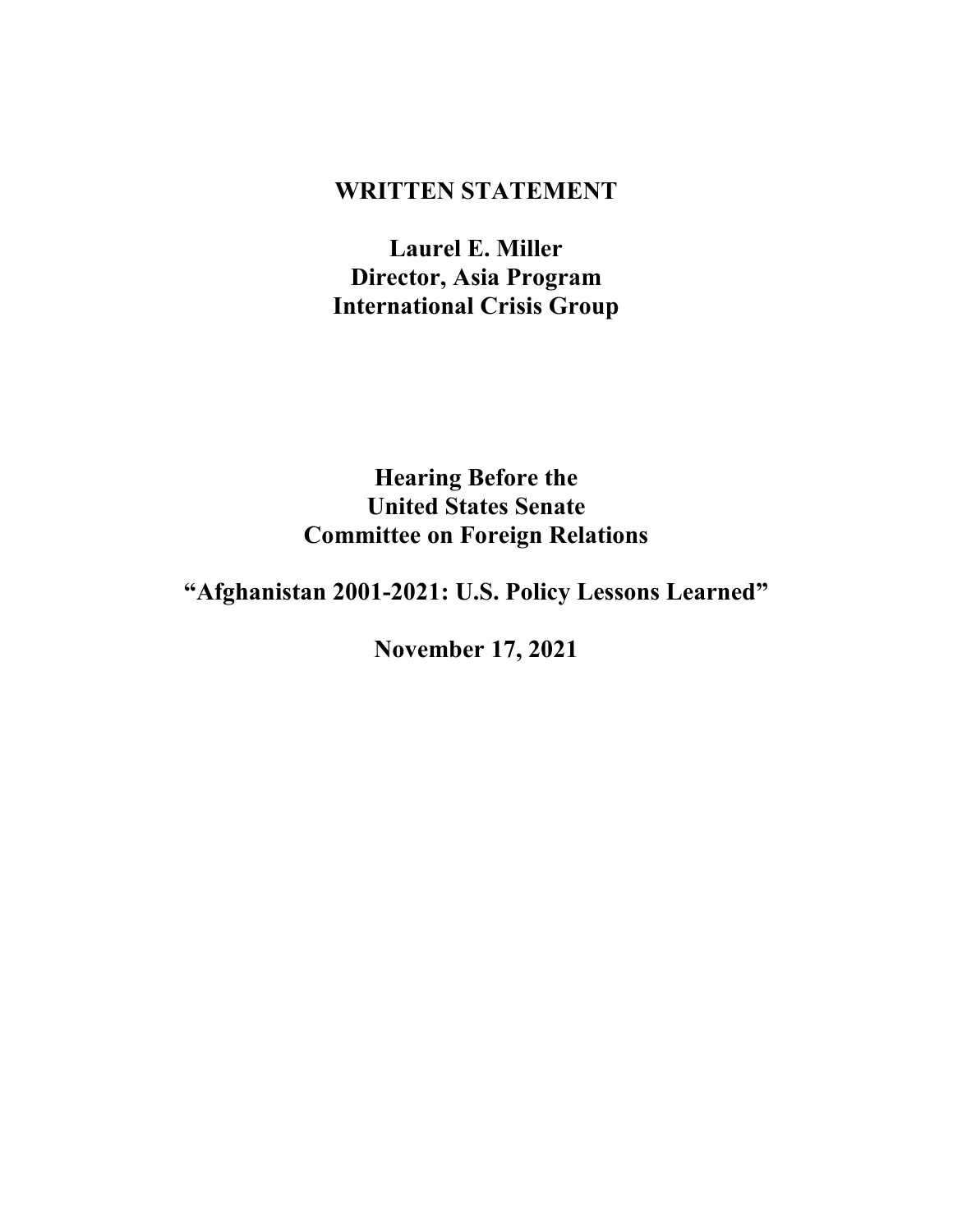# WRITTEN STATEMENT

**Laurel E. Miller**
**Director, Asia Program**
**International Crisis Group**

**Hearing Before the**
**United States Senate**
**Committee on Foreign Relations**

**"Afghanistan 2001-2021: U.S. Policy Lessons Learned"**

**November 17, 2021**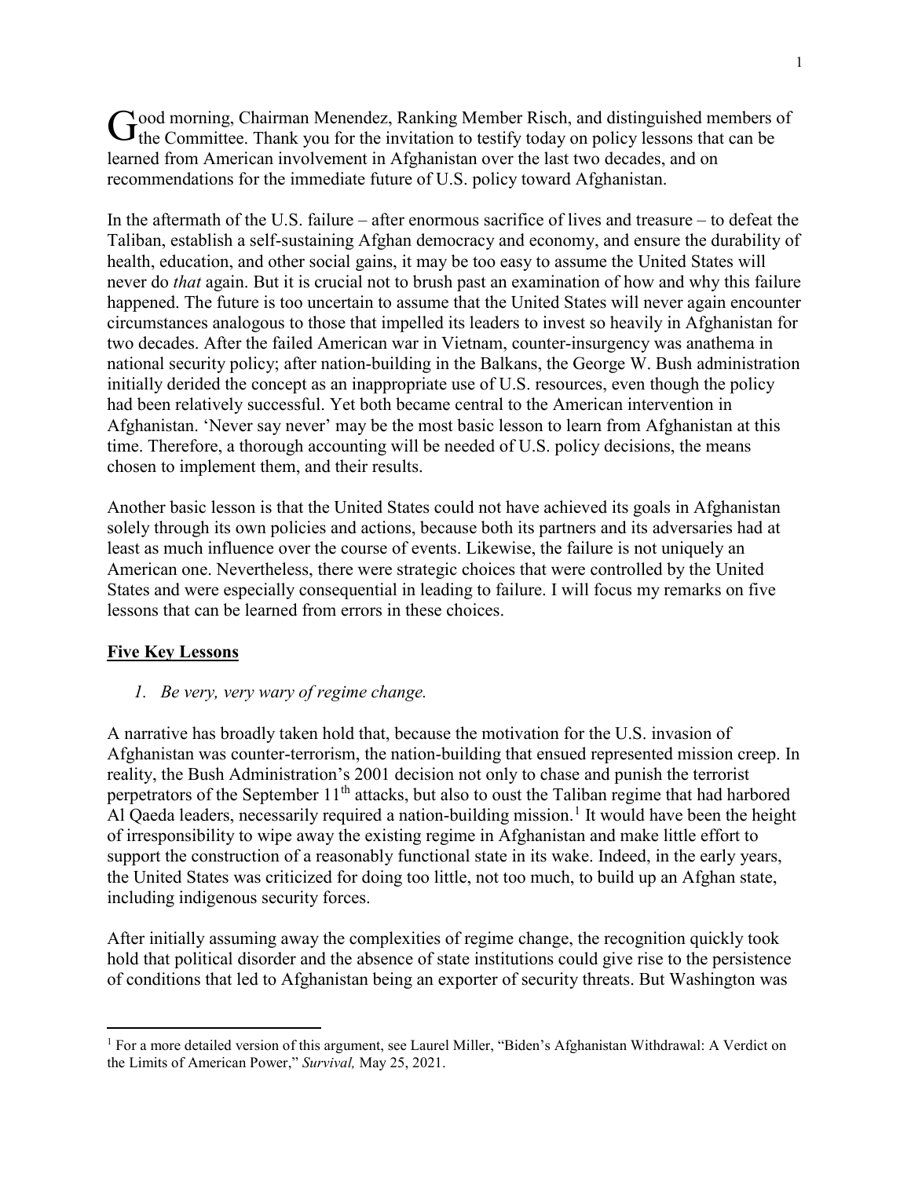Good morning, Chairman Menendez, Ranking Member Risch, and distinguished members of the Committee. Thank you for the invitation to testify today on policy lessons that can be learned from American involvement in Afghanistan over the last two decades, and on recommendations for the immediate future of U.S. policy toward Afghanistan.

In the aftermath of the U.S. failure – after enormous sacrifice of lives and treasure – to defeat the Taliban, establish a self-sustaining Afghan democracy and economy, and ensure the durability of health, education, and other social gains, it may be too easy to assume the United States will never do *that* again. But it is crucial not to brush past an examination of how and why this failure happened. The future is too uncertain to assume that the United States will never again encounter circumstances analogous to those that impelled its leaders to invest so heavily in Afghanistan for two decades. After the failed American war in Vietnam, counter-insurgency was anathema in national security policy; after nation-building in the Balkans, the George W. Bush administration initially derided the concept as an inappropriate use of U.S. resources, even though the policy had been relatively successful. Yet both became central to the American intervention in Afghanistan. 'Never say never' may be the most basic lesson to learn from Afghanistan at this time. Therefore, a thorough accounting will be needed of U.S. policy decisions, the means chosen to implement them, and their results.

Another basic lesson is that the United States could not have achieved its goals in Afghanistan solely through its own policies and actions, because both its partners and its adversaries had at least as much influence over the course of events. Likewise, the failure is not uniquely an American one. Nevertheless, there were strategic choices that were controlled by the United States and were especially consequential in leading to failure. I will focus my remarks on five lessons that can be learned from errors in these choices.

## Five Key Lessons

*1. Be very, very wary of regime change.*

A narrative has broadly taken hold that, because the motivation for the U.S. invasion of Afghanistan was counter-terrorism, the nation-building that ensued represented mission creep. In reality, the Bush Administration's 2001 decision not only to chase and punish the terrorist perpetrators of the September 11th attacks, but also to oust the Taliban regime that had harbored Al Qaeda leaders, necessarily required a nation-building mission.[1] It would have been the height of irresponsibility to wipe away the existing regime in Afghanistan and make little effort to support the construction of a reasonably functional state in its wake. Indeed, in the early years, the United States was criticized for doing too little, not too much, to build up an Afghan state, including indigenous security forces.

After initially assuming away the complexities of regime change, the recognition quickly took hold that political disorder and the absence of state institutions could give rise to the persistence of conditions that led to Afghanistan being an exporter of security threats. But Washington was

---

[1] For a more detailed version of this argument, see Laurel Miller, "Biden's Afghanistan Withdrawal: A Verdict on the Limits of American Power," *Survival,* May 25, 2021.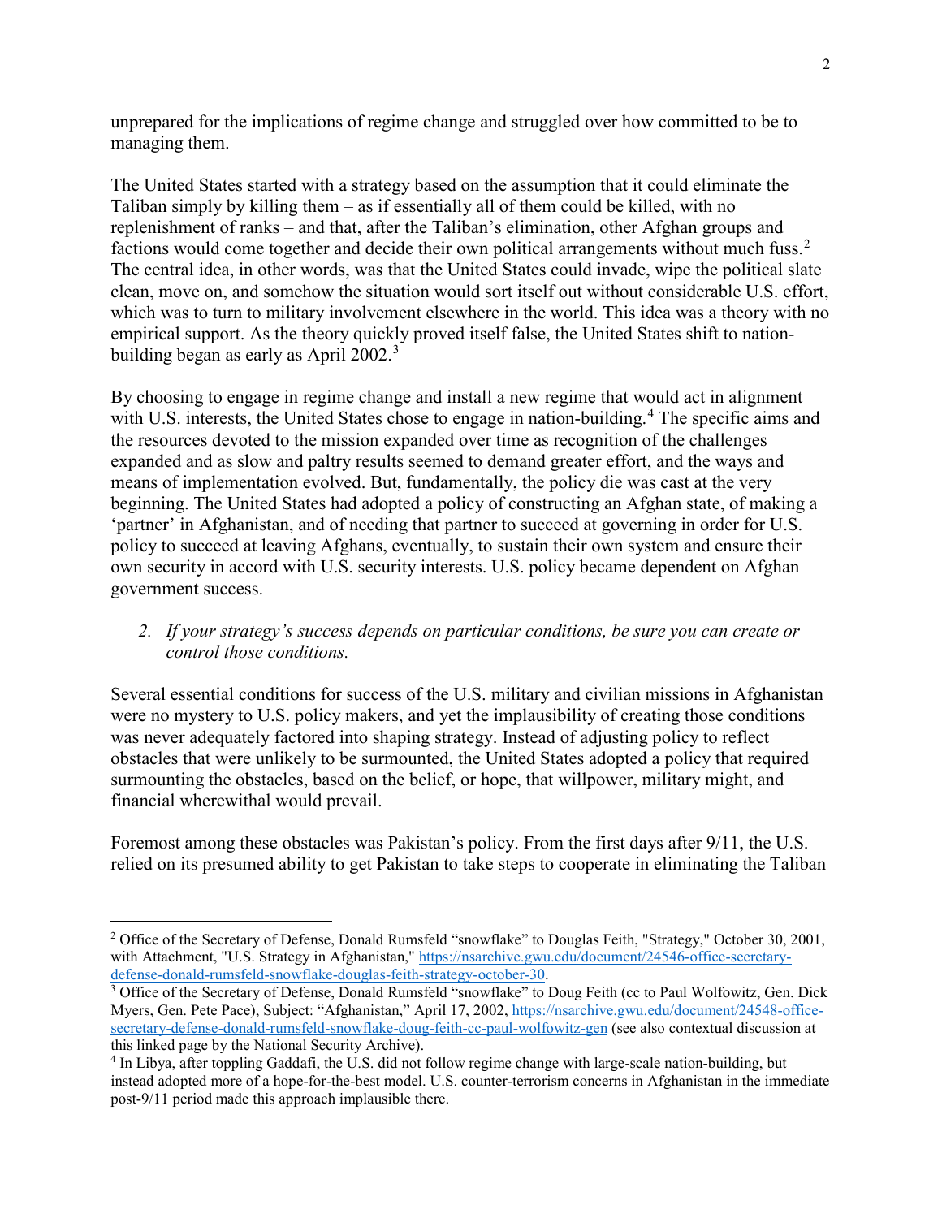unprepared for the implications of regime change and struggled over how committed to be to managing them.

The United States started with a strategy based on the assumption that it could eliminate the Taliban simply by killing them – as if essentially all of them could be killed, with no replenishment of ranks – and that, after the Taliban's elimination, other Afghan groups and factions would come together and decide their own political arrangements without much fuss.[2] The central idea, in other words, was that the United States could invade, wipe the political slate clean, move on, and somehow the situation would sort itself out without considerable U.S. effort, which was to turn to military involvement elsewhere in the world. This idea was a theory with no empirical support. As the theory quickly proved itself false, the United States shift to nation-building began as early as April 2002.[3]

By choosing to engage in regime change and install a new regime that would act in alignment with U.S. interests, the United States chose to engage in nation-building.[4] The specific aims and the resources devoted to the mission expanded over time as recognition of the challenges expanded and as slow and paltry results seemed to demand greater effort, and the ways and means of implementation evolved. But, fundamentally, the policy die was cast at the very beginning. The United States had adopted a policy of constructing an Afghan state, of making a 'partner' in Afghanistan, and of needing that partner to succeed at governing in order for U.S. policy to succeed at leaving Afghans, eventually, to sustain their own system and ensure their own security in accord with U.S. security interests. U.S. policy became dependent on Afghan government success.

2. *If your strategy's success depends on particular conditions, be sure you can create or control those conditions.*

Several essential conditions for success of the U.S. military and civilian missions in Afghanistan were no mystery to U.S. policy makers, and yet the implausibility of creating those conditions was never adequately factored into shaping strategy. Instead of adjusting policy to reflect obstacles that were unlikely to be surmounted, the United States adopted a policy that required surmounting the obstacles, based on the belief, or hope, that willpower, military might, and financial wherewithal would prevail.

Foremost among these obstacles was Pakistan's policy. From the first days after 9/11, the U.S. relied on its presumed ability to get Pakistan to take steps to cooperate in eliminating the Taliban

---

[2] Office of the Secretary of Defense, Donald Rumsfeld "snowflake" to Douglas Feith, "Strategy," October 30, 2001, with Attachment, "U.S. Strategy in Afghanistan," https://nsarchive.gwu.edu/document/24546-office-secretary-defense-donald-rumsfeld-snowflake-douglas-feith-strategy-october-30.

[3] Office of the Secretary of Defense, Donald Rumsfeld "snowflake" to Doug Feith (cc to Paul Wolfowitz, Gen. Dick Myers, Gen. Pete Pace), Subject: "Afghanistan," April 17, 2002, https://nsarchive.gwu.edu/document/24548-office-secretary-defense-donald-rumsfeld-snowflake-doug-feith-cc-paul-wolfowitz-gen (see also contextual discussion at this linked page by the National Security Archive).

[4] In Libya, after toppling Gaddafi, the U.S. did not follow regime change with large-scale nation-building, but instead adopted more of a hope-for-the-best model. U.S. counter-terrorism concerns in Afghanistan in the immediate post-9/11 period made this approach implausible there.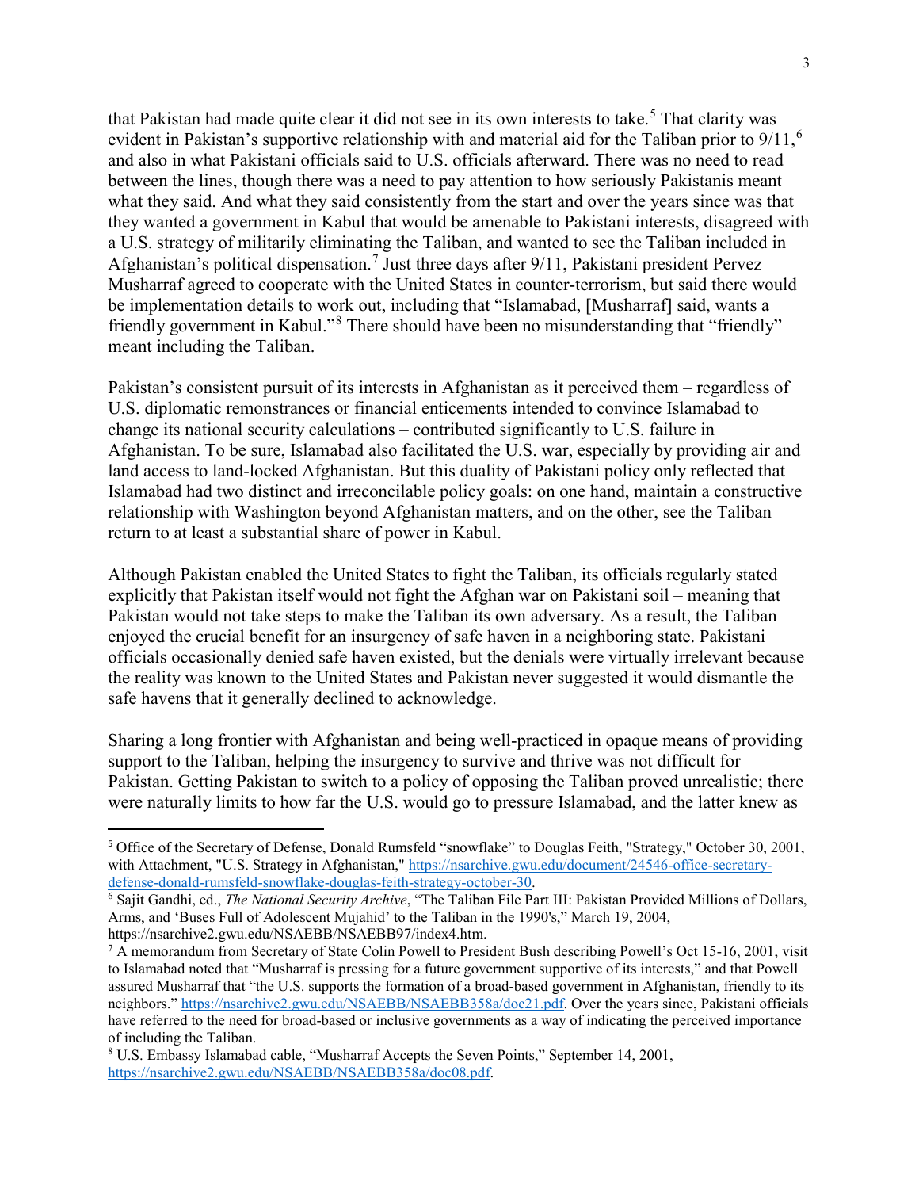that Pakistan had made quite clear it did not see in its own interests to take.[5] That clarity was evident in Pakistan's supportive relationship with and material aid for the Taliban prior to 9/11,[6] and also in what Pakistani officials said to U.S. officials afterward. There was no need to read between the lines, though there was a need to pay attention to how seriously Pakistanis meant what they said. And what they said consistently from the start and over the years since was that they wanted a government in Kabul that would be amenable to Pakistani interests, disagreed with a U.S. strategy of militarily eliminating the Taliban, and wanted to see the Taliban included in Afghanistan's political dispensation.[7] Just three days after 9/11, Pakistani president Pervez Musharraf agreed to cooperate with the United States in counter-terrorism, but said there would be implementation details to work out, including that "Islamabad, [Musharraf] said, wants a friendly government in Kabul."[8] There should have been no misunderstanding that "friendly" meant including the Taliban.

Pakistan's consistent pursuit of its interests in Afghanistan as it perceived them – regardless of U.S. diplomatic remonstrances or financial enticements intended to convince Islamabad to change its national security calculations – contributed significantly to U.S. failure in Afghanistan. To be sure, Islamabad also facilitated the U.S. war, especially by providing air and land access to land-locked Afghanistan. But this duality of Pakistani policy only reflected that Islamabad had two distinct and irreconcilable policy goals: on one hand, maintain a constructive relationship with Washington beyond Afghanistan matters, and on the other, see the Taliban return to at least a substantial share of power in Kabul.

Although Pakistan enabled the United States to fight the Taliban, its officials regularly stated explicitly that Pakistan itself would not fight the Afghan war on Pakistani soil – meaning that Pakistan would not take steps to make the Taliban its own adversary. As a result, the Taliban enjoyed the crucial benefit for an insurgency of safe haven in a neighboring state. Pakistani officials occasionally denied safe haven existed, but the denials were virtually irrelevant because the reality was known to the United States and Pakistan never suggested it would dismantle the safe havens that it generally declined to acknowledge.

Sharing a long frontier with Afghanistan and being well-practiced in opaque means of providing support to the Taliban, helping the insurgency to survive and thrive was not difficult for Pakistan. Getting Pakistan to switch to a policy of opposing the Taliban proved unrealistic; there were naturally limits to how far the U.S. would go to pressure Islamabad, and the latter knew as

---

[5] Office of the Secretary of Defense, Donald Rumsfeld "snowflake" to Douglas Feith, "Strategy," October 30, 2001, with Attachment, "U.S. Strategy in Afghanistan," https://nsarchive.gwu.edu/document/24546-office-secretary-defense-donald-rumsfeld-snowflake-douglas-feith-strategy-october-30.

[6] Sajit Gandhi, ed., *The National Security Archive*, "The Taliban File Part III: Pakistan Provided Millions of Dollars, Arms, and 'Buses Full of Adolescent Mujahid' to the Taliban in the 1990's," March 19, 2004, https://nsarchive2.gwu.edu/NSAEBB/NSAEBB97/index4.htm.

[7] A memorandum from Secretary of State Colin Powell to President Bush describing Powell's Oct 15-16, 2001, visit to Islamabad noted that "Musharraf is pressing for a future government supportive of its interests," and that Powell assured Musharraf that "the U.S. supports the formation of a broad-based government in Afghanistan, friendly to its neighbors." https://nsarchive2.gwu.edu/NSAEBB/NSAEBB358a/doc21.pdf. Over the years since, Pakistani officials have referred to the need for broad-based or inclusive governments as a way of indicating the perceived importance of including the Taliban.

[8] U.S. Embassy Islamabad cable, "Musharraf Accepts the Seven Points," September 14, 2001, https://nsarchive2.gwu.edu/NSAEBB/NSAEBB358a/doc08.pdf.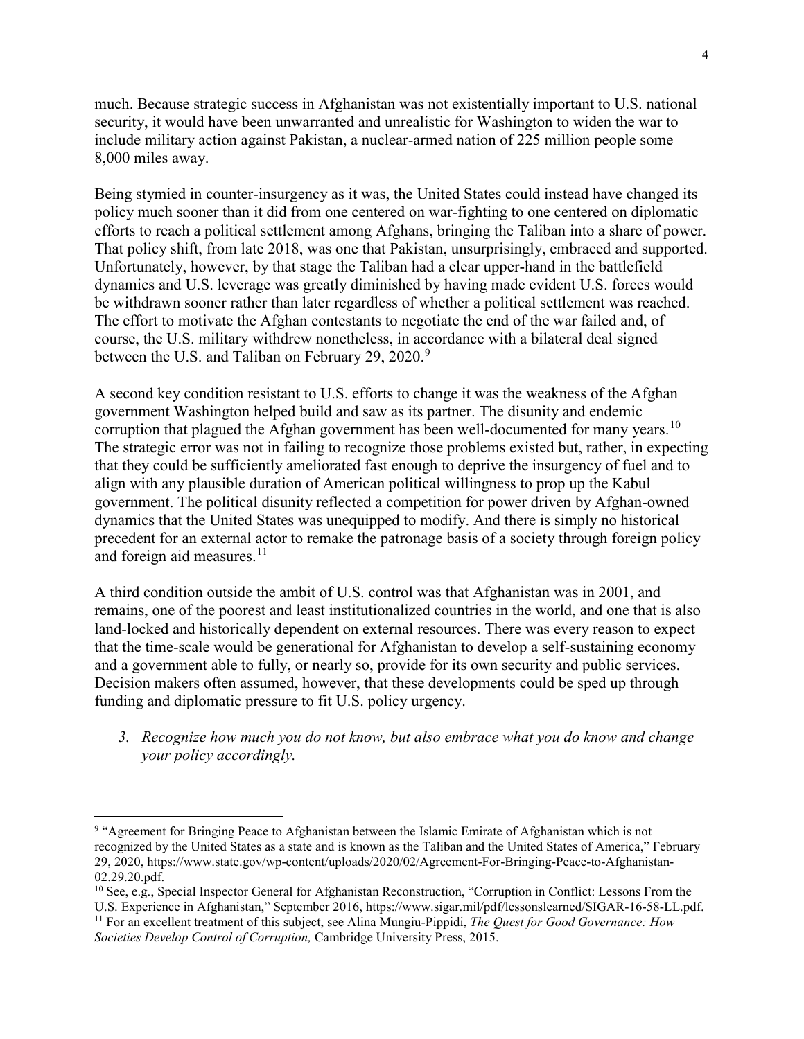much. Because strategic success in Afghanistan was not existentially important to U.S. national security, it would have been unwarranted and unrealistic for Washington to widen the war to include military action against Pakistan, a nuclear-armed nation of 225 million people some 8,000 miles away.

Being stymied in counter-insurgency as it was, the United States could instead have changed its policy much sooner than it did from one centered on war-fighting to one centered on diplomatic efforts to reach a political settlement among Afghans, bringing the Taliban into a share of power. That policy shift, from late 2018, was one that Pakistan, unsurprisingly, embraced and supported. Unfortunately, however, by that stage the Taliban had a clear upper-hand in the battlefield dynamics and U.S. leverage was greatly diminished by having made evident U.S. forces would be withdrawn sooner rather than later regardless of whether a political settlement was reached. The effort to motivate the Afghan contestants to negotiate the end of the war failed and, of course, the U.S. military withdrew nonetheless, in accordance with a bilateral deal signed between the U.S. and Taliban on February 29, 2020.[9]

A second key condition resistant to U.S. efforts to change it was the weakness of the Afghan government Washington helped build and saw as its partner. The disunity and endemic corruption that plagued the Afghan government has been well-documented for many years.[10] The strategic error was not in failing to recognize those problems existed but, rather, in expecting that they could be sufficiently ameliorated fast enough to deprive the insurgency of fuel and to align with any plausible duration of American political willingness to prop up the Kabul government. The political disunity reflected a competition for power driven by Afghan-owned dynamics that the United States was unequipped to modify. And there is simply no historical precedent for an external actor to remake the patronage basis of a society through foreign policy and foreign aid measures.[11]

A third condition outside the ambit of U.S. control was that Afghanistan was in 2001, and remains, one of the poorest and least institutionalized countries in the world, and one that is also land-locked and historically dependent on external resources. There was every reason to expect that the time-scale would be generational for Afghanistan to develop a self-sustaining economy and a government able to fully, or nearly so, provide for its own security and public services. Decision makers often assumed, however, that these developments could be sped up through funding and diplomatic pressure to fit U.S. policy urgency.

3. *Recognize how much you do not know, but also embrace what you do know and change your policy accordingly.*

---

[9] "Agreement for Bringing Peace to Afghanistan between the Islamic Emirate of Afghanistan which is not recognized by the United States as a state and is known as the Taliban and the United States of America," February 29, 2020, https://www.state.gov/wp-content/uploads/2020/02/Agreement-For-Bringing-Peace-to-Afghanistan-02.29.20.pdf.

[10] See, e.g., Special Inspector General for Afghanistan Reconstruction, "Corruption in Conflict: Lessons From the U.S. Experience in Afghanistan," September 2016, https://www.sigar.mil/pdf/lessonslearned/SIGAR-16-58-LL.pdf.

[11] For an excellent treatment of this subject, see Alina Mungiu-Pippidi, *The Quest for Good Governance: How Societies Develop Control of Corruption,* Cambridge University Press, 2015.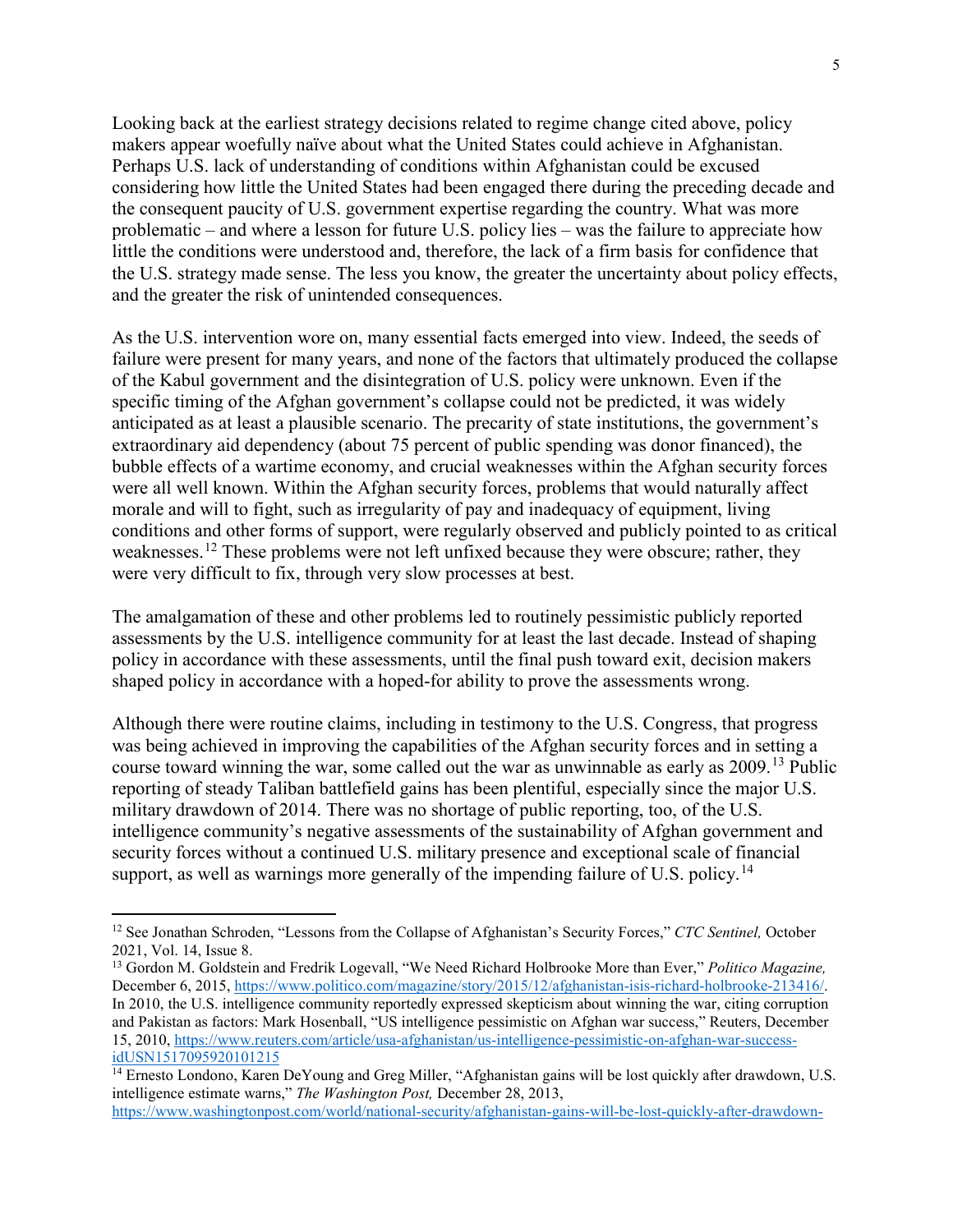Looking back at the earliest strategy decisions related to regime change cited above, policy makers appear woefully naïve about what the United States could achieve in Afghanistan. Perhaps U.S. lack of understanding of conditions within Afghanistan could be excused considering how little the United States had been engaged there during the preceding decade and the consequent paucity of U.S. government expertise regarding the country. What was more problematic – and where a lesson for future U.S. policy lies – was the failure to appreciate how little the conditions were understood and, therefore, the lack of a firm basis for confidence that the U.S. strategy made sense. The less you know, the greater the uncertainty about policy effects, and the greater the risk of unintended consequences.

As the U.S. intervention wore on, many essential facts emerged into view. Indeed, the seeds of failure were present for many years, and none of the factors that ultimately produced the collapse of the Kabul government and the disintegration of U.S. policy were unknown. Even if the specific timing of the Afghan government's collapse could not be predicted, it was widely anticipated as at least a plausible scenario. The precarity of state institutions, the government's extraordinary aid dependency (about 75 percent of public spending was donor financed), the bubble effects of a wartime economy, and crucial weaknesses within the Afghan security forces were all well known. Within the Afghan security forces, problems that would naturally affect morale and will to fight, such as irregularity of pay and inadequacy of equipment, living conditions and other forms of support, were regularly observed and publicly pointed to as critical weaknesses.[12] These problems were not left unfixed because they were obscure; rather, they were very difficult to fix, through very slow processes at best.

The amalgamation of these and other problems led to routinely pessimistic publicly reported assessments by the U.S. intelligence community for at least the last decade. Instead of shaping policy in accordance with these assessments, until the final push toward exit, decision makers shaped policy in accordance with a hoped-for ability to prove the assessments wrong.

Although there were routine claims, including in testimony to the U.S. Congress, that progress was being achieved in improving the capabilities of the Afghan security forces and in setting a course toward winning the war, some called out the war as unwinnable as early as 2009.[13] Public reporting of steady Taliban battlefield gains has been plentiful, especially since the major U.S. military drawdown of 2014. There was no shortage of public reporting, too, of the U.S. intelligence community's negative assessments of the sustainability of Afghan government and security forces without a continued U.S. military presence and exceptional scale of financial support, as well as warnings more generally of the impending failure of U.S. policy.[14]

---

[12] See Jonathan Schroden, "Lessons from the Collapse of Afghanistan's Security Forces," *CTC Sentinel,* October 2021, Vol. 14, Issue 8.

[13] Gordon M. Goldstein and Fredrik Logevall, "We Need Richard Holbrooke More than Ever," *Politico Magazine,* December 6, 2015, https://www.politico.com/magazine/story/2015/12/afghanistan-isis-richard-holbrooke-213416/. In 2010, the U.S. intelligence community reportedly expressed skepticism about winning the war, citing corruption and Pakistan as factors: Mark Hosenball, "US intelligence pessimistic on Afghan war success," Reuters, December 15, 2010, https://www.reuters.com/article/usa-afghanistan/us-intelligence-pessimistic-on-afghan-war-success-idUSN1517095920101215

[14] Ernesto Londono, Karen DeYoung and Greg Miller, "Afghanistan gains will be lost quickly after drawdown, U.S. intelligence estimate warns," *The Washington Post,* December 28, 2013, https://www.washingtonpost.com/world/national-security/afghanistan-gains-will-be-lost-quickly-after-drawdown-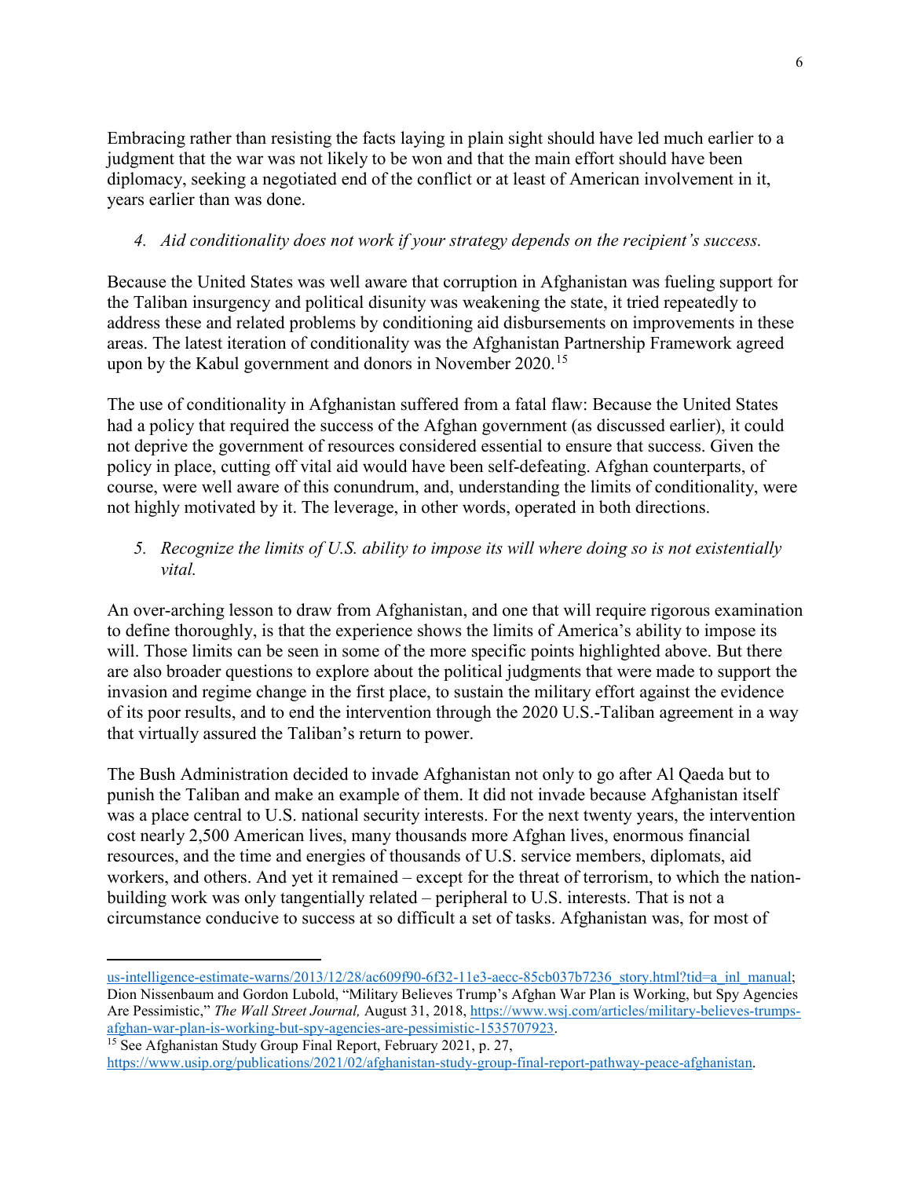Embracing rather than resisting the facts laying in plain sight should have led much earlier to a judgment that the war was not likely to be won and that the main effort should have been diplomacy, seeking a negotiated end of the conflict or at least of American involvement in it, years earlier than was done.

4. *Aid conditionality does not work if your strategy depends on the recipient's success.*

Because the United States was well aware that corruption in Afghanistan was fueling support for the Taliban insurgency and political disunity was weakening the state, it tried repeatedly to address these and related problems by conditioning aid disbursements on improvements in these areas. The latest iteration of conditionality was the Afghanistan Partnership Framework agreed upon by the Kabul government and donors in November 2020.[15]

The use of conditionality in Afghanistan suffered from a fatal flaw: Because the United States had a policy that required the success of the Afghan government (as discussed earlier), it could not deprive the government of resources considered essential to ensure that success. Given the policy in place, cutting off vital aid would have been self-defeating. Afghan counterparts, of course, were well aware of this conundrum, and, understanding the limits of conditionality, were not highly motivated by it. The leverage, in other words, operated in both directions.

5. *Recognize the limits of U.S. ability to impose its will where doing so is not existentially vital.*

An over-arching lesson to draw from Afghanistan, and one that will require rigorous examination to define thoroughly, is that the experience shows the limits of America's ability to impose its will. Those limits can be seen in some of the more specific points highlighted above. But there are also broader questions to explore about the political judgments that were made to support the invasion and regime change in the first place, to sustain the military effort against the evidence of its poor results, and to end the intervention through the 2020 U.S.-Taliban agreement in a way that virtually assured the Taliban's return to power.

The Bush Administration decided to invade Afghanistan not only to go after Al Qaeda but to punish the Taliban and make an example of them. It did not invade because Afghanistan itself was a place central to U.S. national security interests. For the next twenty years, the intervention cost nearly 2,500 American lives, many thousands more Afghan lives, enormous financial resources, and the time and energies of thousands of U.S. service members, diplomats, aid workers, and others. And yet it remained – except for the threat of terrorism, to which the nation-building work was only tangentially related – peripheral to U.S. interests. That is not a circumstance conducive to success at so difficult a set of tasks. Afghanistan was, for most of

---

us-intelligence-estimate-warns/2013/12/28/ac609f90-6f32-11e3-aecc-85cb037b7236_story.html?tid=a_inl_manual; Dion Nissenbaum and Gordon Lubold, "Military Believes Trump's Afghan War Plan is Working, but Spy Agencies Are Pessimistic," *The Wall Street Journal,* August 31, 2018, https://www.wsj.com/articles/military-believes-trumps-afghan-war-plan-is-working-but-spy-agencies-are-pessimistic-1535707923.

[15] See Afghanistan Study Group Final Report, February 2021, p. 27, https://www.usip.org/publications/2021/02/afghanistan-study-group-final-report-pathway-peace-afghanistan.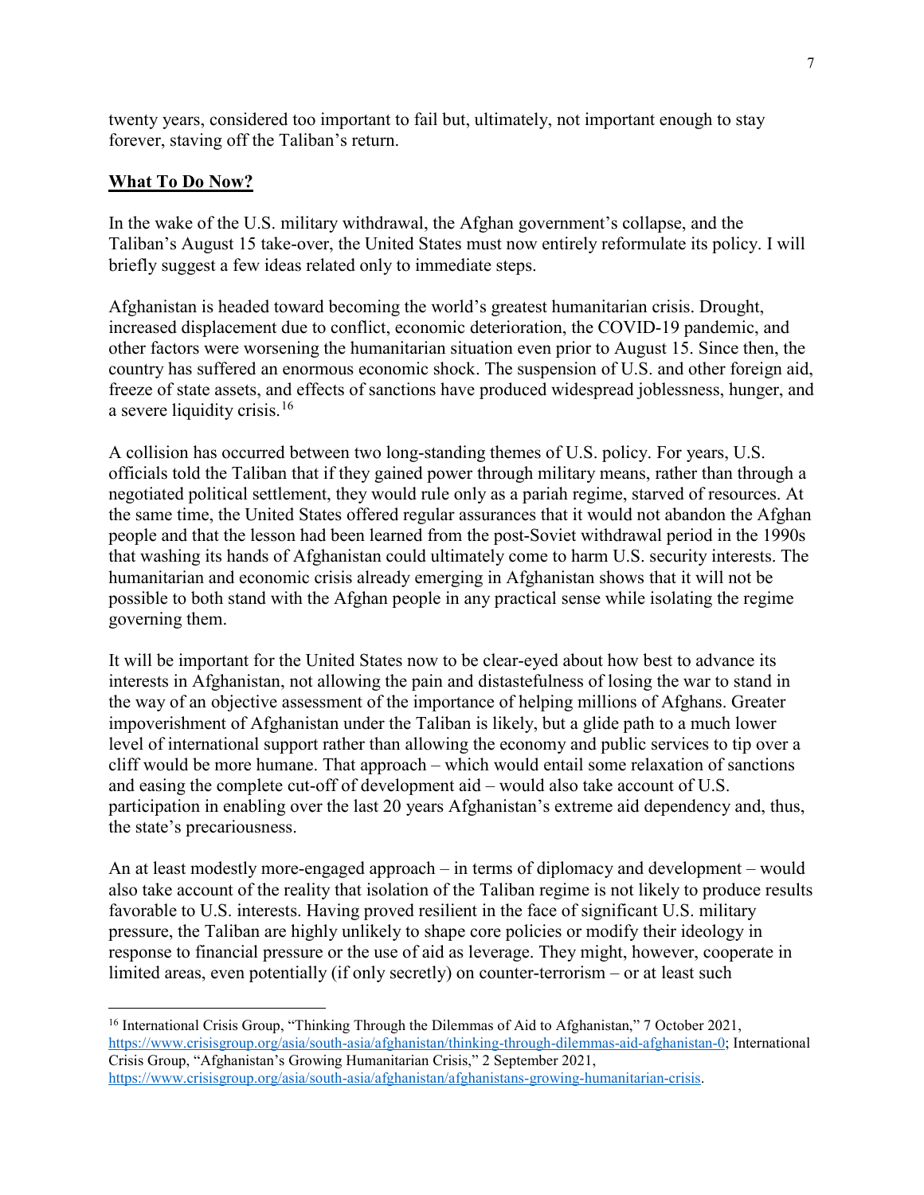twenty years, considered too important to fail but, ultimately, not important enough to stay forever, staving off the Taliban's return.

## What To Do Now?

In the wake of the U.S. military withdrawal, the Afghan government's collapse, and the Taliban's August 15 take-over, the United States must now entirely reformulate its policy. I will briefly suggest a few ideas related only to immediate steps.

Afghanistan is headed toward becoming the world's greatest humanitarian crisis. Drought, increased displacement due to conflict, economic deterioration, the COVID-19 pandemic, and other factors were worsening the humanitarian situation even prior to August 15. Since then, the country has suffered an enormous economic shock. The suspension of U.S. and other foreign aid, freeze of state assets, and effects of sanctions have produced widespread joblessness, hunger, and a severe liquidity crisis.[16]

A collision has occurred between two long-standing themes of U.S. policy. For years, U.S. officials told the Taliban that if they gained power through military means, rather than through a negotiated political settlement, they would rule only as a pariah regime, starved of resources. At the same time, the United States offered regular assurances that it would not abandon the Afghan people and that the lesson had been learned from the post-Soviet withdrawal period in the 1990s that washing its hands of Afghanistan could ultimately come to harm U.S. security interests. The humanitarian and economic crisis already emerging in Afghanistan shows that it will not be possible to both stand with the Afghan people in any practical sense while isolating the regime governing them.

It will be important for the United States now to be clear-eyed about how best to advance its interests in Afghanistan, not allowing the pain and distastefulness of losing the war to stand in the way of an objective assessment of the importance of helping millions of Afghans. Greater impoverishment of Afghanistan under the Taliban is likely, but a glide path to a much lower level of international support rather than allowing the economy and public services to tip over a cliff would be more humane. That approach – which would entail some relaxation of sanctions and easing the complete cut-off of development aid – would also take account of U.S. participation in enabling over the last 20 years Afghanistan's extreme aid dependency and, thus, the state's precariousness.

An at least modestly more-engaged approach – in terms of diplomacy and development – would also take account of the reality that isolation of the Taliban regime is not likely to produce results favorable to U.S. interests. Having proved resilient in the face of significant U.S. military pressure, the Taliban are highly unlikely to shape core policies or modify their ideology in response to financial pressure or the use of aid as leverage. They might, however, cooperate in limited areas, even potentially (if only secretly) on counter-terrorism – or at least such

---

[16] International Crisis Group, "Thinking Through the Dilemmas of Aid to Afghanistan," 7 October 2021, https://www.crisisgroup.org/asia/south-asia/afghanistan/thinking-through-dilemmas-aid-afghanistan-0; International Crisis Group, "Afghanistan's Growing Humanitarian Crisis," 2 September 2021, https://www.crisisgroup.org/asia/south-asia/afghanistan/afghanistans-growing-humanitarian-crisis.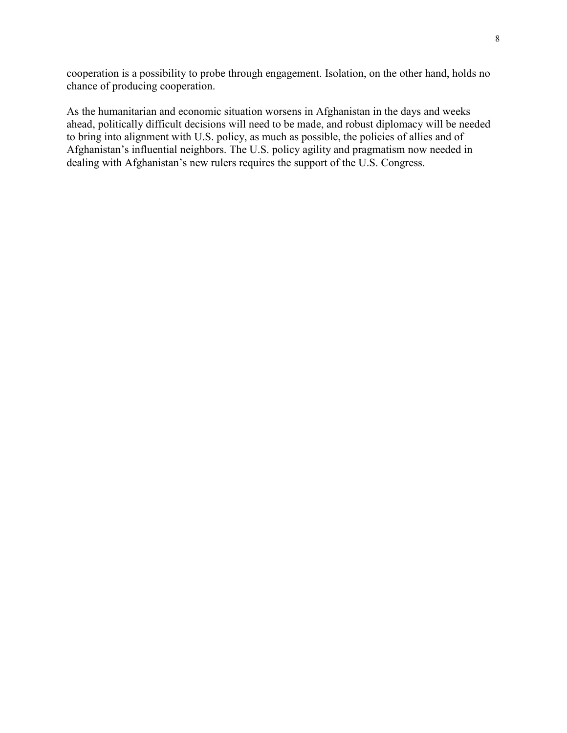cooperation is a possibility to probe through engagement. Isolation, on the other hand, holds no chance of producing cooperation.

As the humanitarian and economic situation worsens in Afghanistan in the days and weeks ahead, politically difficult decisions will need to be made, and robust diplomacy will be needed to bring into alignment with U.S. policy, as much as possible, the policies of allies and of Afghanistan's influential neighbors. The U.S. policy agility and pragmatism now needed in dealing with Afghanistan's new rulers requires the support of the U.S. Congress.